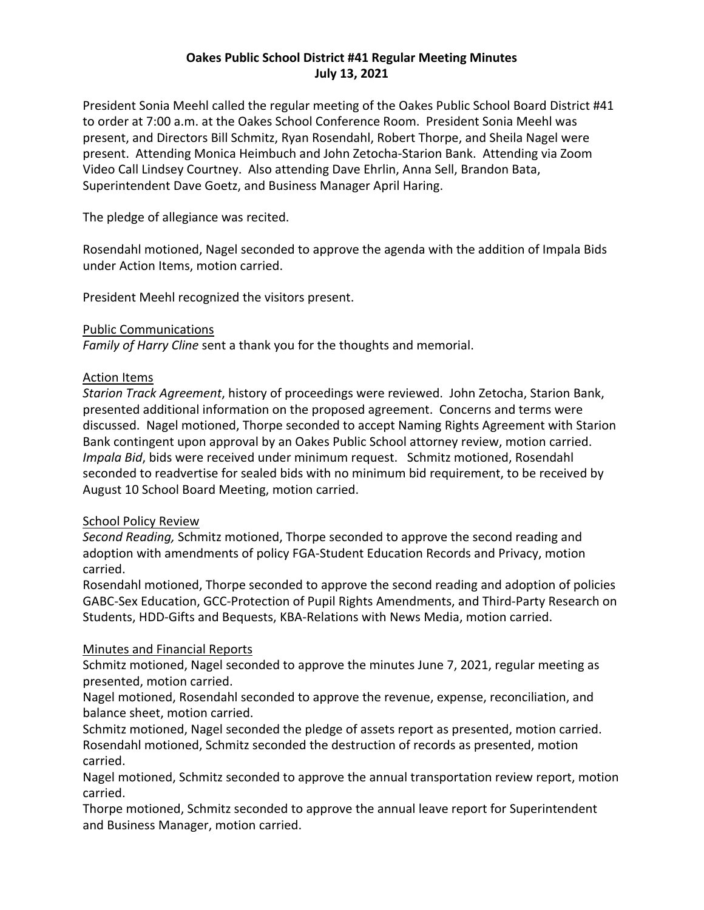**Oakes Public School District #41 Regular Meeting Minutes**
**July 13, 2021**

President Sonia Meehl called the regular meeting of the Oakes Public School Board District #41 to order at 7:00 a.m. at the Oakes School Conference Room. President Sonia Meehl was present, and Directors Bill Schmitz, Ryan Rosendahl, Robert Thorpe, and Sheila Nagel were present. Attending Monica Heimbuch and John Zetocha-Starion Bank. Attending via Zoom Video Call Lindsey Courtney. Also attending Dave Ehrlin, Anna Sell, Brandon Bata, Superintendent Dave Goetz, and Business Manager April Haring.

The pledge of allegiance was recited.

Rosendahl motioned, Nagel seconded to approve the agenda with the addition of Impala Bids under Action Items, motion carried.

President Meehl recognized the visitors present.

Public Communications

*Family of Harry Cline* sent a thank you for the thoughts and memorial.

Action Items

*Starion Track Agreement*, history of proceedings were reviewed. John Zetocha, Starion Bank, presented additional information on the proposed agreement. Concerns and terms were discussed. Nagel motioned, Thorpe seconded to accept Naming Rights Agreement with Starion Bank contingent upon approval by an Oakes Public School attorney review, motion carried.
*Impala Bid*, bids were received under minimum request. Schmitz motioned, Rosendahl seconded to readvertise for sealed bids with no minimum bid requirement, to be received by August 10 School Board Meeting, motion carried.

School Policy Review

*Second Reading,* Schmitz motioned, Thorpe seconded to approve the second reading and adoption with amendments of policy FGA-Student Education Records and Privacy, motion carried.
Rosendahl motioned, Thorpe seconded to approve the second reading and adoption of policies GABC-Sex Education, GCC-Protection of Pupil Rights Amendments, and Third-Party Research on Students, HDD-Gifts and Bequests, KBA-Relations with News Media, motion carried.

Minutes and Financial Reports

Schmitz motioned, Nagel seconded to approve the minutes June 7, 2021, regular meeting as presented, motion carried.
Nagel motioned, Rosendahl seconded to approve the revenue, expense, reconciliation, and balance sheet, motion carried.
Schmitz motioned, Nagel seconded the pledge of assets report as presented, motion carried.
Rosendahl motioned, Schmitz seconded the destruction of records as presented, motion carried.
Nagel motioned, Schmitz seconded to approve the annual transportation review report, motion carried.
Thorpe motioned, Schmitz seconded to approve the annual leave report for Superintendent and Business Manager, motion carried.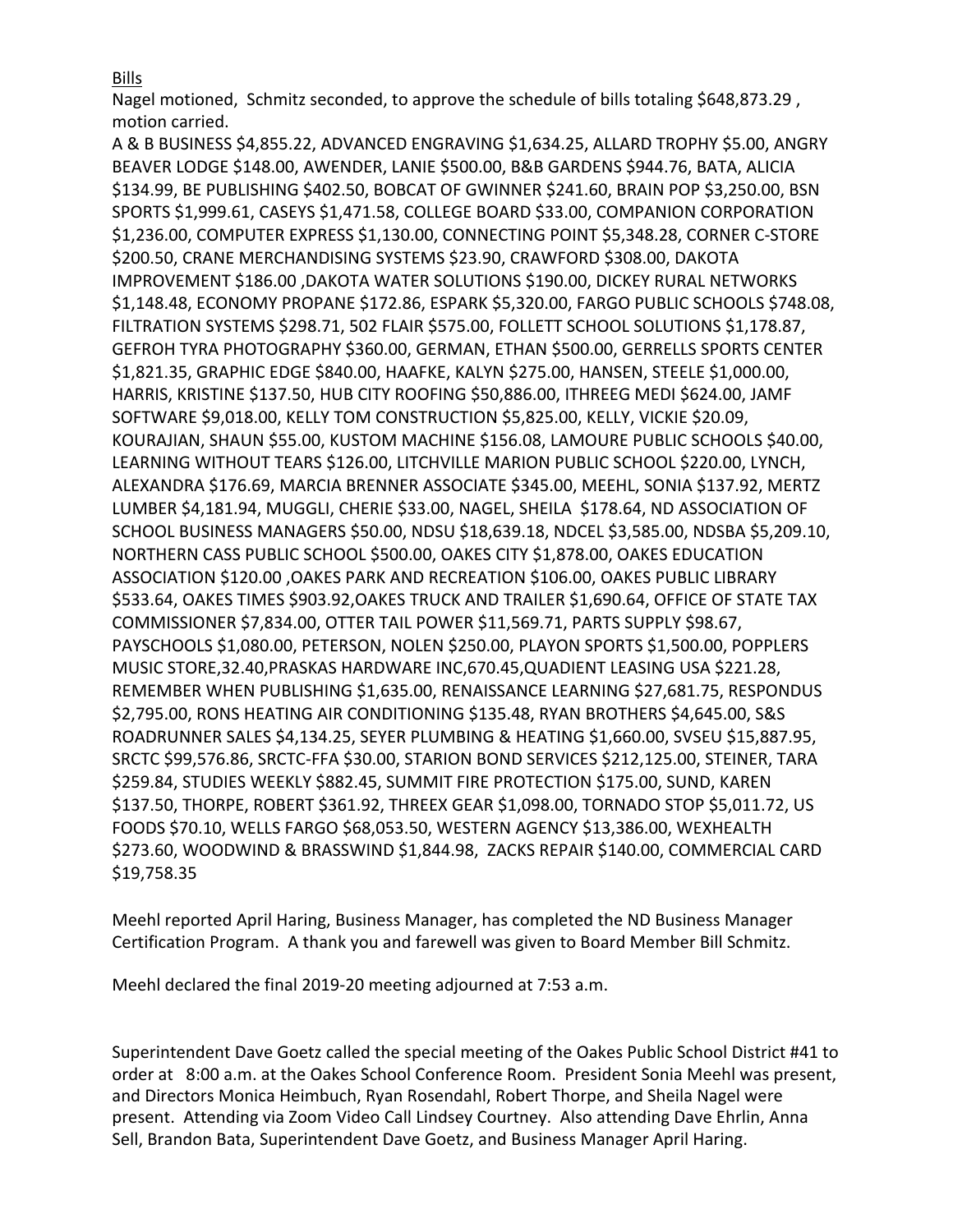Bills

Nagel motioned, Schmitz seconded, to approve the schedule of bills totaling $648,873.29 , motion carried.

A & B BUSINESS $4,855.22, ADVANCED ENGRAVING $1,634.25, ALLARD TROPHY $5.00, ANGRY BEAVER LODGE $148.00, AWENDER, LANIE $500.00, B&B GARDENS $944.76, BATA, ALICIA $134.99, BE PUBLISHING $402.50, BOBCAT OF GWINNER $241.60, BRAIN POP $3,250.00, BSN SPORTS $1,999.61, CASEYS $1,471.58, COLLEGE BOARD $33.00, COMPANION CORPORATION $1,236.00, COMPUTER EXPRESS $1,130.00, CONNECTING POINT $5,348.28, CORNER C-STORE $200.50, CRANE MERCHANDISING SYSTEMS $23.90, CRAWFORD $308.00, DAKOTA IMPROVEMENT $186.00 ,DAKOTA WATER SOLUTIONS $190.00, DICKEY RURAL NETWORKS $1,148.48, ECONOMY PROPANE $172.86, ESPARK $5,320.00, FARGO PUBLIC SCHOOLS $748.08, FILTRATION SYSTEMS $298.71, 502 FLAIR $575.00, FOLLETT SCHOOL SOLUTIONS $1,178.87, GEFROH TYRA PHOTOGRAPHY $360.00, GERMAN, ETHAN $500.00, GERRELLS SPORTS CENTER $1,821.35, GRAPHIC EDGE $840.00, HAAFKE, KALYN $275.00, HANSEN, STEELE $1,000.00, HARRIS, KRISTINE $137.50, HUB CITY ROOFING $50,886.00, ITHREEG MEDI $624.00, JAMF SOFTWARE $9,018.00, KELLY TOM CONSTRUCTION $5,825.00, KELLY, VICKIE $20.09, KOURAJIAN, SHAUN $55.00, KUSTOM MACHINE $156.08, LAMOURE PUBLIC SCHOOLS $40.00, LEARNING WITHOUT TEARS $126.00, LITCHVILLE MARION PUBLIC SCHOOL $220.00, LYNCH, ALEXANDRA $176.69, MARCIA BRENNER ASSOCIATE $345.00, MEEHL, SONIA $137.92, MERTZ LUMBER $4,181.94, MUGGLI, CHERIE $33.00, NAGEL, SHEILA $178.64, ND ASSOCIATION OF SCHOOL BUSINESS MANAGERS $50.00, NDSU $18,639.18, NDCEL $3,585.00, NDSBA $5,209.10, NORTHERN CASS PUBLIC SCHOOL $500.00, OAKES CITY $1,878.00, OAKES EDUCATION ASSOCIATION $120.00 ,OAKES PARK AND RECREATION $106.00, OAKES PUBLIC LIBRARY $533.64, OAKES TIMES $903.92,OAKES TRUCK AND TRAILER $1,690.64, OFFICE OF STATE TAX COMMISSIONER $7,834.00, OTTER TAIL POWER $11,569.71, PARTS SUPPLY $98.67, PAYSCHOOLS $1,080.00, PETERSON, NOLEN $250.00, PLAYON SPORTS $1,500.00, POPPLERS MUSIC STORE,32.40,PRASKAS HARDWARE INC,670.45,QUADIENT LEASING USA $221.28, REMEMBER WHEN PUBLISHING $1,635.00, RENAISSANCE LEARNING $27,681.75, RESPONDUS $2,795.00, RONS HEATING AIR CONDITIONING $135.48, RYAN BROTHERS $4,645.00, S&S ROADRUNNER SALES $4,134.25, SEYER PLUMBING & HEATING $1,660.00, SVSEU $15,887.95, SRCTC $99,576.86, SRCTC-FFA $30.00, STARION BOND SERVICES $212,125.00, STEINER, TARA $259.84, STUDIES WEEKLY $882.45, SUMMIT FIRE PROTECTION $175.00, SUND, KAREN $137.50, THORPE, ROBERT $361.92, THREEX GEAR $1,098.00, TORNADO STOP $5,011.72, US FOODS $70.10, WELLS FARGO $68,053.50, WESTERN AGENCY $13,386.00, WEXHEALTH $273.60, WOODWIND & BRASSWIND $1,844.98, ZACKS REPAIR $140.00, COMMERCIAL CARD $19,758.35

Meehl reported April Haring, Business Manager, has completed the ND Business Manager Certification Program. A thank you and farewell was given to Board Member Bill Schmitz.

Meehl declared the final 2019-20 meeting adjourned at 7:53 a.m.

Superintendent Dave Goetz called the special meeting of the Oakes Public School District #41 to order at 8:00 a.m. at the Oakes School Conference Room. President Sonia Meehl was present, and Directors Monica Heimbuch, Ryan Rosendahl, Robert Thorpe, and Sheila Nagel were present. Attending via Zoom Video Call Lindsey Courtney. Also attending Dave Ehrlin, Anna Sell, Brandon Bata, Superintendent Dave Goetz, and Business Manager April Haring.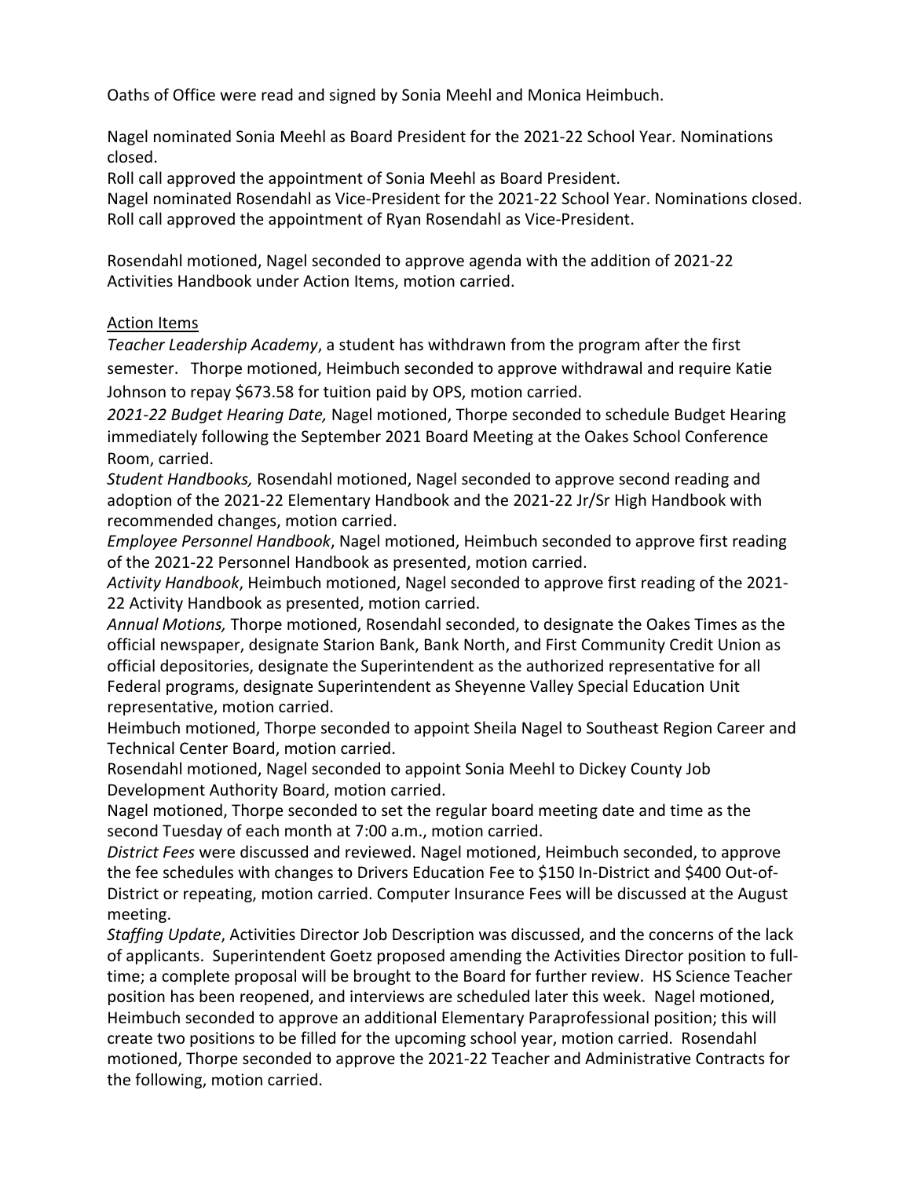Oaths of Office were read and signed by Sonia Meehl and Monica Heimbuch.

Nagel nominated Sonia Meehl as Board President for the 2021-22 School Year. Nominations closed.
Roll call approved the appointment of Sonia Meehl as Board President.
Nagel nominated Rosendahl as Vice-President for the 2021-22 School Year. Nominations closed.
Roll call approved the appointment of Ryan Rosendahl as Vice-President.

Rosendahl motioned, Nagel seconded to approve agenda with the addition of 2021-22 Activities Handbook under Action Items, motion carried.

Action Items

*Teacher Leadership Academy*, a student has withdrawn from the program after the first semester. Thorpe motioned, Heimbuch seconded to approve withdrawal and require Katie Johnson to repay $673.58 for tuition paid by OPS, motion carried.
*2021-22 Budget Hearing Date,* Nagel motioned, Thorpe seconded to schedule Budget Hearing immediately following the September 2021 Board Meeting at the Oakes School Conference Room, carried.
*Student Handbooks,* Rosendahl motioned, Nagel seconded to approve second reading and adoption of the 2021-22 Elementary Handbook and the 2021-22 Jr/Sr High Handbook with recommended changes, motion carried.
*Employee Personnel Handbook*, Nagel motioned, Heimbuch seconded to approve first reading of the 2021-22 Personnel Handbook as presented, motion carried.
*Activity Handbook*, Heimbuch motioned, Nagel seconded to approve first reading of the 2021-22 Activity Handbook as presented, motion carried.
*Annual Motions,* Thorpe motioned, Rosendahl seconded, to designate the Oakes Times as the official newspaper, designate Starion Bank, Bank North, and First Community Credit Union as official depositories, designate the Superintendent as the authorized representative for all Federal programs, designate Superintendent as Sheyenne Valley Special Education Unit representative, motion carried.
Heimbuch motioned, Thorpe seconded to appoint Sheila Nagel to Southeast Region Career and Technical Center Board, motion carried.
Rosendahl motioned, Nagel seconded to appoint Sonia Meehl to Dickey County Job Development Authority Board, motion carried.
Nagel motioned, Thorpe seconded to set the regular board meeting date and time as the second Tuesday of each month at 7:00 a.m., motion carried.
*District Fees* were discussed and reviewed. Nagel motioned, Heimbuch seconded, to approve the fee schedules with changes to Drivers Education Fee to $150 In-District and $400 Out-of-District or repeating, motion carried. Computer Insurance Fees will be discussed at the August meeting.
*Staffing Update*, Activities Director Job Description was discussed, and the concerns of the lack of applicants. Superintendent Goetz proposed amending the Activities Director position to full-time; a complete proposal will be brought to the Board for further review. HS Science Teacher position has been reopened, and interviews are scheduled later this week. Nagel motioned, Heimbuch seconded to approve an additional Elementary Paraprofessional position; this will create two positions to be filled for the upcoming school year, motion carried. Rosendahl motioned, Thorpe seconded to approve the 2021-22 Teacher and Administrative Contracts for the following, motion carried.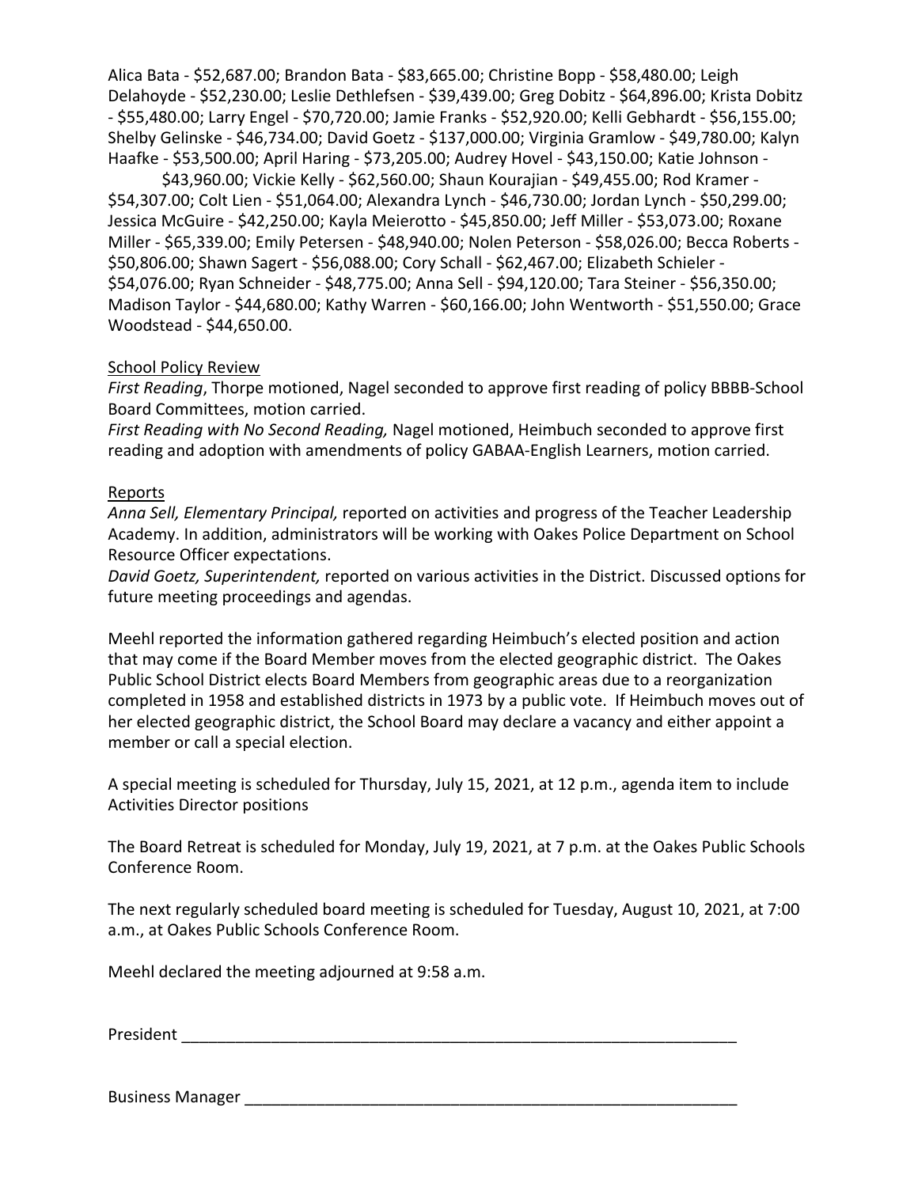Alica Bata - $52,687.00; Brandon Bata - $83,665.00; Christine Bopp - $58,480.00; Leigh Delahoyde - $52,230.00; Leslie Dethlefsen - $39,439.00; Greg Dobitz - $64,896.00; Krista Dobitz - $55,480.00; Larry Engel - $70,720.00; Jamie Franks - $52,920.00; Kelli Gebhardt - $56,155.00; Shelby Gelinske - $46,734.00; David Goetz - $137,000.00; Virginia Gramlow - $49,780.00; Kalyn Haafke - $53,500.00; April Haring - $73,205.00; Audrey Hovel - $43,150.00; Katie Johnson - $43,960.00; Vickie Kelly - $62,560.00; Shaun Kourajian - $49,455.00; Rod Kramer - $54,307.00; Colt Lien - $51,064.00; Alexandra Lynch - $46,730.00; Jordan Lynch - $50,299.00; Jessica McGuire - $42,250.00; Kayla Meierotto - $45,850.00; Jeff Miller - $53,073.00; Roxane Miller - $65,339.00; Emily Petersen - $48,940.00; Nolen Peterson - $58,026.00; Becca Roberts - $50,806.00; Shawn Sagert - $56,088.00; Cory Schall - $62,467.00; Elizabeth Schieler - $54,076.00; Ryan Schneider - $48,775.00; Anna Sell - $94,120.00; Tara Steiner - $56,350.00; Madison Taylor - $44,680.00; Kathy Warren - $60,166.00; John Wentworth - $51,550.00; Grace Woodstead - $44,650.00.

School Policy Review

*First Reading*, Thorpe motioned, Nagel seconded to approve first reading of policy BBBB-School Board Committees, motion carried.

*First Reading with No Second Reading,* Nagel motioned, Heimbuch seconded to approve first reading and adoption with amendments of policy GABAA-English Learners, motion carried.

Reports

*Anna Sell, Elementary Principal,* reported on activities and progress of the Teacher Leadership Academy. In addition, administrators will be working with Oakes Police Department on School Resource Officer expectations.

*David Goetz, Superintendent,* reported on various activities in the District. Discussed options for future meeting proceedings and agendas.

Meehl reported the information gathered regarding Heimbuch's elected position and action that may come if the Board Member moves from the elected geographic district. The Oakes Public School District elects Board Members from geographic areas due to a reorganization completed in 1958 and established districts in 1973 by a public vote. If Heimbuch moves out of her elected geographic district, the School Board may declare a vacancy and either appoint a member or call a special election.

A special meeting is scheduled for Thursday, July 15, 2021, at 12 p.m., agenda item to include Activities Director positions

The Board Retreat is scheduled for Monday, July 19, 2021, at 7 p.m. at the Oakes Public Schools Conference Room.

The next regularly scheduled board meeting is scheduled for Tuesday, August 10, 2021, at 7:00 a.m., at Oakes Public Schools Conference Room.

Meehl declared the meeting adjourned at 9:58 a.m.

President ______________________________________________________________

Business Manager _______________________________________________________